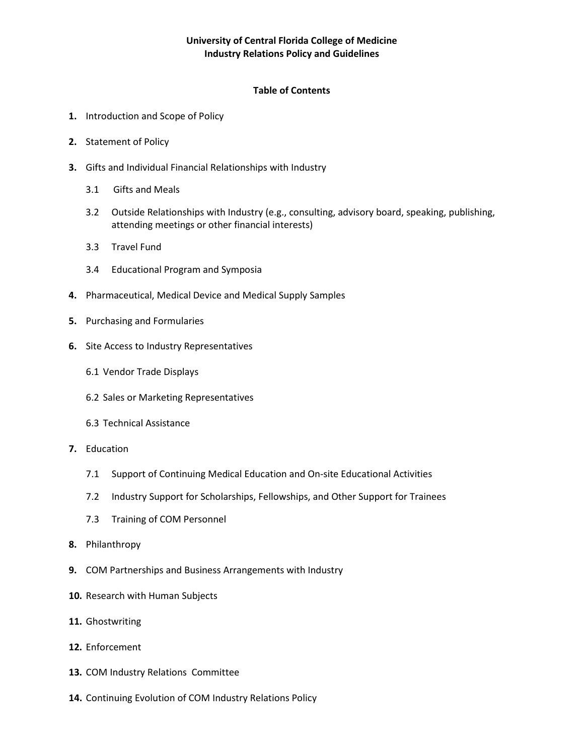# University of Central Florida College of Medicine
# Industry Relations Policy and Guidelines

## Table of Contents

**1.** Introduction and Scope of Policy

**2.** Statement of Policy

**3.** Gifts and Individual Financial Relationships with Industry

- 3.1 Gifts and Meals
- 3.2 Outside Relationships with Industry (e.g., consulting, advisory board, speaking, publishing, attending meetings or other financial interests)
- 3.3 Travel Fund
- 3.4 Educational Program and Symposia

**4.** Pharmaceutical, Medical Device and Medical Supply Samples

**5.** Purchasing and Formularies

**6.** Site Access to Industry Representatives

- 6.1 Vendor Trade Displays
- 6.2 Sales or Marketing Representatives
- 6.3 Technical Assistance

**7.** Education

- 7.1 Support of Continuing Medical Education and On-site Educational Activities
- 7.2 Industry Support for Scholarships, Fellowships, and Other Support for Trainees
- 7.3 Training of COM Personnel

**8.** Philanthropy

**9.** COM Partnerships and Business Arrangements with Industry

**10.** Research with Human Subjects

**11.** Ghostwriting

**12.** Enforcement

**13.** COM Industry Relations Committee

**14.** Continuing Evolution of COM Industry Relations Policy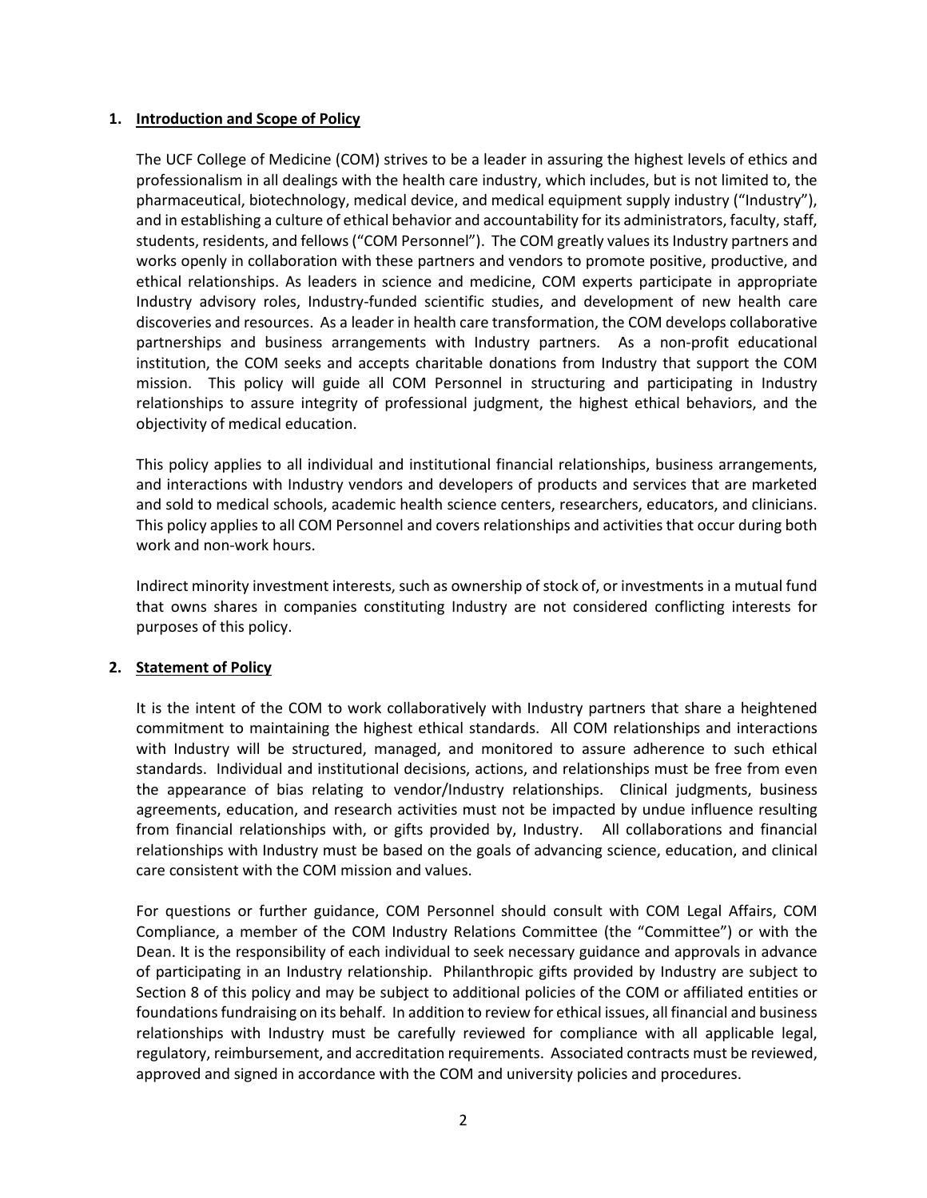## 1. Introduction and Scope of Policy

The UCF College of Medicine (COM) strives to be a leader in assuring the highest levels of ethics and professionalism in all dealings with the health care industry, which includes, but is not limited to, the pharmaceutical, biotechnology, medical device, and medical equipment supply industry ("Industry"), and in establishing a culture of ethical behavior and accountability for its administrators, faculty, staff, students, residents, and fellows ("COM Personnel"). The COM greatly values its Industry partners and works openly in collaboration with these partners and vendors to promote positive, productive, and ethical relationships. As leaders in science and medicine, COM experts participate in appropriate Industry advisory roles, Industry-funded scientific studies, and development of new health care discoveries and resources. As a leader in health care transformation, the COM develops collaborative partnerships and business arrangements with Industry partners. As a non-profit educational institution, the COM seeks and accepts charitable donations from Industry that support the COM mission. This policy will guide all COM Personnel in structuring and participating in Industry relationships to assure integrity of professional judgment, the highest ethical behaviors, and the objectivity of medical education.

This policy applies to all individual and institutional financial relationships, business arrangements, and interactions with Industry vendors and developers of products and services that are marketed and sold to medical schools, academic health science centers, researchers, educators, and clinicians. This policy applies to all COM Personnel and covers relationships and activities that occur during both work and non-work hours.

Indirect minority investment interests, such as ownership of stock of, or investments in a mutual fund that owns shares in companies constituting Industry are not considered conflicting interests for purposes of this policy.

## 2. Statement of Policy

It is the intent of the COM to work collaboratively with Industry partners that share a heightened commitment to maintaining the highest ethical standards. All COM relationships and interactions with Industry will be structured, managed, and monitored to assure adherence to such ethical standards. Individual and institutional decisions, actions, and relationships must be free from even the appearance of bias relating to vendor/Industry relationships. Clinical judgments, business agreements, education, and research activities must not be impacted by undue influence resulting from financial relationships with, or gifts provided by, Industry. All collaborations and financial relationships with Industry must be based on the goals of advancing science, education, and clinical care consistent with the COM mission and values.

For questions or further guidance, COM Personnel should consult with COM Legal Affairs, COM Compliance, a member of the COM Industry Relations Committee (the "Committee") or with the Dean. It is the responsibility of each individual to seek necessary guidance and approvals in advance of participating in an Industry relationship. Philanthropic gifts provided by Industry are subject to Section 8 of this policy and may be subject to additional policies of the COM or affiliated entities or foundations fundraising on its behalf. In addition to review for ethical issues, all financial and business relationships with Industry must be carefully reviewed for compliance with all applicable legal, regulatory, reimbursement, and accreditation requirements. Associated contracts must be reviewed, approved and signed in accordance with the COM and university policies and procedures.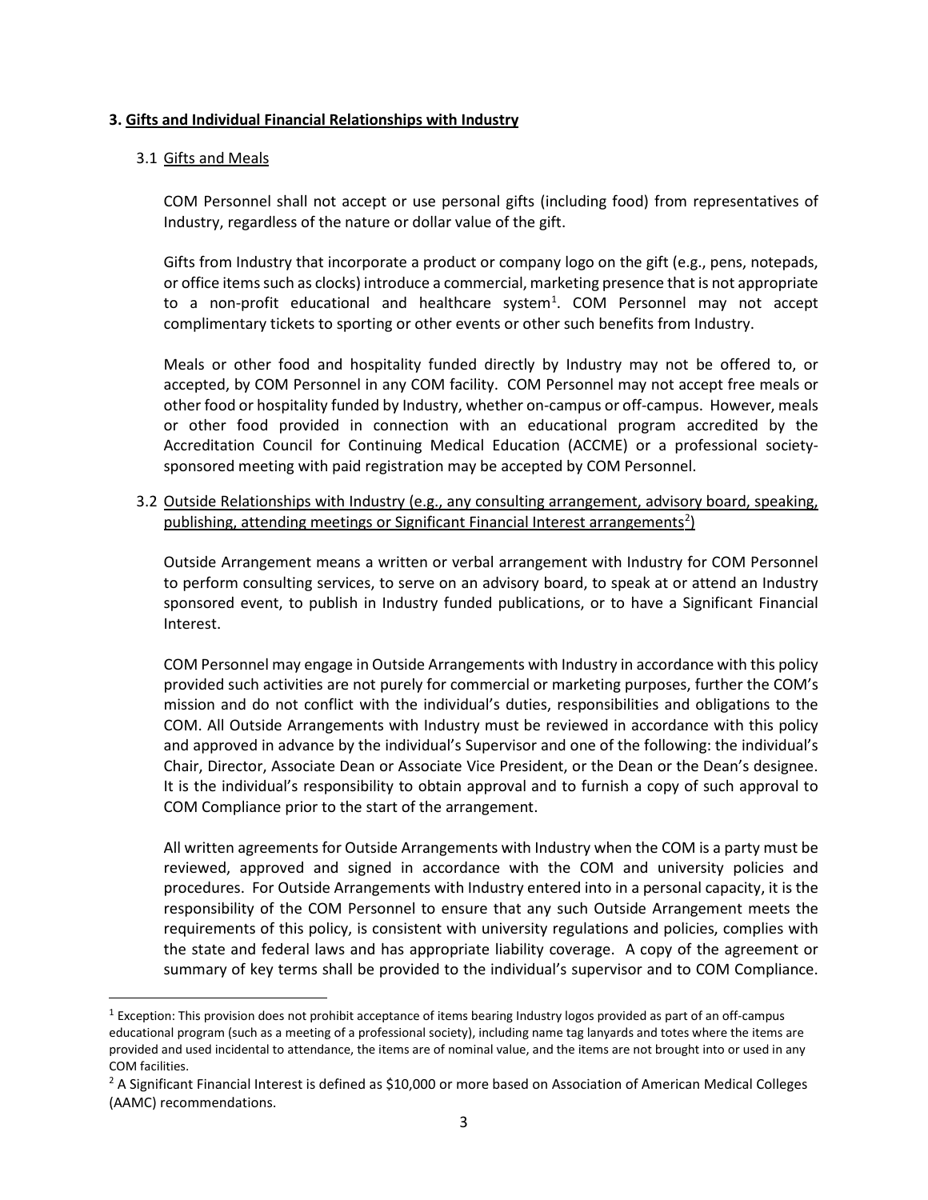## 3. Gifts and Individual Financial Relationships with Industry

### 3.1 Gifts and Meals

COM Personnel shall not accept or use personal gifts (including food) from representatives of Industry, regardless of the nature or dollar value of the gift.

Gifts from Industry that incorporate a product or company logo on the gift (e.g., pens, notepads, or office items such as clocks) introduce a commercial, marketing presence that is not appropriate to a non-profit educational and healthcare system[1]. COM Personnel may not accept complimentary tickets to sporting or other events or other such benefits from Industry.

Meals or other food and hospitality funded directly by Industry may not be offered to, or accepted, by COM Personnel in any COM facility. COM Personnel may not accept free meals or other food or hospitality funded by Industry, whether on-campus or off-campus. However, meals or other food provided in connection with an educational program accredited by the Accreditation Council for Continuing Medical Education (ACCME) or a professional society-sponsored meeting with paid registration may be accepted by COM Personnel.

### 3.2 Outside Relationships with Industry (e.g., any consulting arrangement, advisory board, speaking, publishing, attending meetings or Significant Financial Interest arrangements[2])

Outside Arrangement means a written or verbal arrangement with Industry for COM Personnel to perform consulting services, to serve on an advisory board, to speak at or attend an Industry sponsored event, to publish in Industry funded publications, or to have a Significant Financial Interest.

COM Personnel may engage in Outside Arrangements with Industry in accordance with this policy provided such activities are not purely for commercial or marketing purposes, further the COM's mission and do not conflict with the individual's duties, responsibilities and obligations to the COM. All Outside Arrangements with Industry must be reviewed in accordance with this policy and approved in advance by the individual's Supervisor and one of the following: the individual's Chair, Director, Associate Dean or Associate Vice President, or the Dean or the Dean's designee. It is the individual's responsibility to obtain approval and to furnish a copy of such approval to COM Compliance prior to the start of the arrangement.

All written agreements for Outside Arrangements with Industry when the COM is a party must be reviewed, approved and signed in accordance with the COM and university policies and procedures. For Outside Arrangements with Industry entered into in a personal capacity, it is the responsibility of the COM Personnel to ensure that any such Outside Arrangement meets the requirements of this policy, is consistent with university regulations and policies, complies with the state and federal laws and has appropriate liability coverage. A copy of the agreement or summary of key terms shall be provided to the individual's supervisor and to COM Compliance.

---

[1] Exception: This provision does not prohibit acceptance of items bearing Industry logos provided as part of an off-campus educational program (such as a meeting of a professional society), including name tag lanyards and totes where the items are provided and used incidental to attendance, the items are of nominal value, and the items are not brought into or used in any COM facilities.

[2] A Significant Financial Interest is defined as $10,000 or more based on Association of American Medical Colleges (AAMC) recommendations.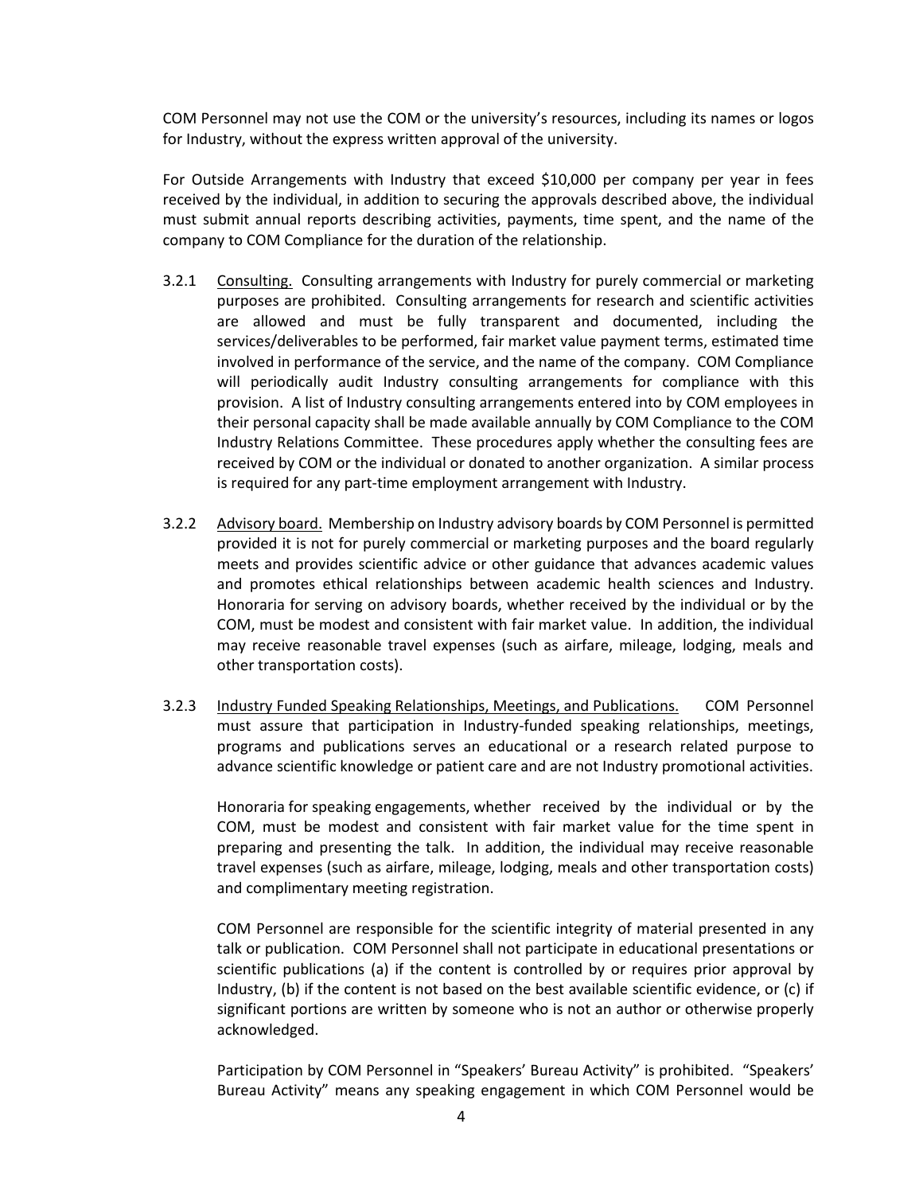COM Personnel may not use the COM or the university's resources, including its names or logos for Industry, without the express written approval of the university.

For Outside Arrangements with Industry that exceed $10,000 per company per year in fees received by the individual, in addition to securing the approvals described above, the individual must submit annual reports describing activities, payments, time spent, and the name of the company to COM Compliance for the duration of the relationship.

3.2.1 Consulting. Consulting arrangements with Industry for purely commercial or marketing purposes are prohibited. Consulting arrangements for research and scientific activities are allowed and must be fully transparent and documented, including the services/deliverables to be performed, fair market value payment terms, estimated time involved in performance of the service, and the name of the company. COM Compliance will periodically audit Industry consulting arrangements for compliance with this provision. A list of Industry consulting arrangements entered into by COM employees in their personal capacity shall be made available annually by COM Compliance to the COM Industry Relations Committee. These procedures apply whether the consulting fees are received by COM or the individual or donated to another organization. A similar process is required for any part-time employment arrangement with Industry.

3.2.2 Advisory board. Membership on Industry advisory boards by COM Personnel is permitted provided it is not for purely commercial or marketing purposes and the board regularly meets and provides scientific advice or other guidance that advances academic values and promotes ethical relationships between academic health sciences and Industry. Honoraria for serving on advisory boards, whether received by the individual or by the COM, must be modest and consistent with fair market value. In addition, the individual may receive reasonable travel expenses (such as airfare, mileage, lodging, meals and other transportation costs).

3.2.3 Industry Funded Speaking Relationships, Meetings, and Publications. COM Personnel must assure that participation in Industry-funded speaking relationships, meetings, programs and publications serves an educational or a research related purpose to advance scientific knowledge or patient care and are not Industry promotional activities.

Honoraria for speaking engagements, whether received by the individual or by the COM, must be modest and consistent with fair market value for the time spent in preparing and presenting the talk. In addition, the individual may receive reasonable travel expenses (such as airfare, mileage, lodging, meals and other transportation costs) and complimentary meeting registration.

COM Personnel are responsible for the scientific integrity of material presented in any talk or publication. COM Personnel shall not participate in educational presentations or scientific publications (a) if the content is controlled by or requires prior approval by Industry, (b) if the content is not based on the best available scientific evidence, or (c) if significant portions are written by someone who is not an author or otherwise properly acknowledged.

Participation by COM Personnel in "Speakers' Bureau Activity" is prohibited. "Speakers' Bureau Activity" means any speaking engagement in which COM Personnel would be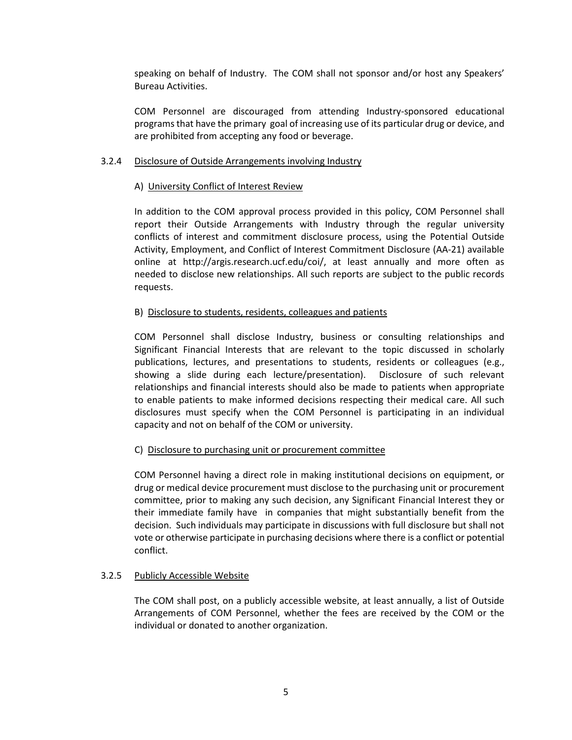speaking on behalf of Industry. The COM shall not sponsor and/or host any Speakers' Bureau Activities.

COM Personnel are discouraged from attending Industry-sponsored educational programs that have the primary goal of increasing use of its particular drug or device, and are prohibited from accepting any food or beverage.

### 3.2.4 Disclosure of Outside Arrangements involving Industry

#### A) University Conflict of Interest Review

In addition to the COM approval process provided in this policy, COM Personnel shall report their Outside Arrangements with Industry through the regular university conflicts of interest and commitment disclosure process, using the Potential Outside Activity, Employment, and Conflict of Interest Commitment Disclosure (AA-21) available online at http://argis.research.ucf.edu/coi/, at least annually and more often as needed to disclose new relationships. All such reports are subject to the public records requests.

#### B) Disclosure to students, residents, colleagues and patients

COM Personnel shall disclose Industry, business or consulting relationships and Significant Financial Interests that are relevant to the topic discussed in scholarly publications, lectures, and presentations to students, residents or colleagues (e.g., showing a slide during each lecture/presentation). Disclosure of such relevant relationships and financial interests should also be made to patients when appropriate to enable patients to make informed decisions respecting their medical care. All such disclosures must specify when the COM Personnel is participating in an individual capacity and not on behalf of the COM or university.

#### C) Disclosure to purchasing unit or procurement committee

COM Personnel having a direct role in making institutional decisions on equipment, or drug or medical device procurement must disclose to the purchasing unit or procurement committee, prior to making any such decision, any Significant Financial Interest they or their immediate family have in companies that might substantially benefit from the decision. Such individuals may participate in discussions with full disclosure but shall not vote or otherwise participate in purchasing decisions where there is a conflict or potential conflict.

### 3.2.5 Publicly Accessible Website

The COM shall post, on a publicly accessible website, at least annually, a list of Outside Arrangements of COM Personnel, whether the fees are received by the COM or the individual or donated to another organization.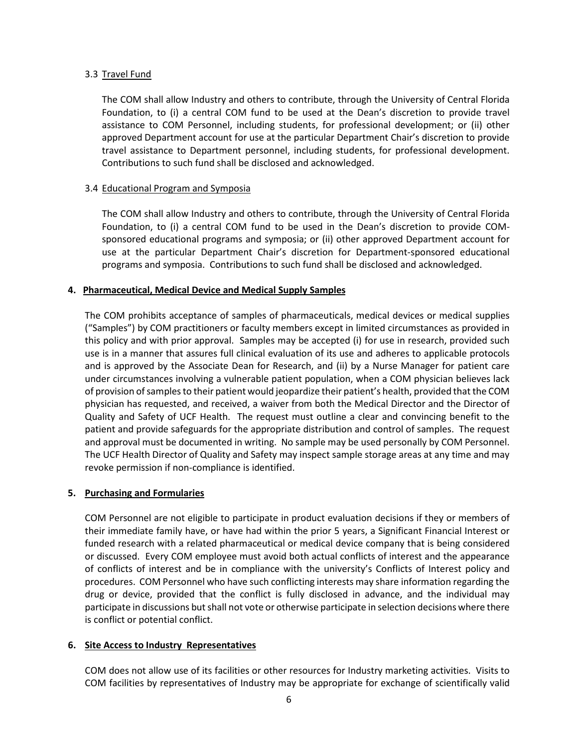### 3.3 Travel Fund

The COM shall allow Industry and others to contribute, through the University of Central Florida Foundation, to (i) a central COM fund to be used at the Dean's discretion to provide travel assistance to COM Personnel, including students, for professional development; or (ii) other approved Department account for use at the particular Department Chair's discretion to provide travel assistance to Department personnel, including students, for professional development. Contributions to such fund shall be disclosed and acknowledged.

### 3.4 Educational Program and Symposia

The COM shall allow Industry and others to contribute, through the University of Central Florida Foundation, to (i) a central COM fund to be used in the Dean's discretion to provide COM-sponsored educational programs and symposia; or (ii) other approved Department account for use at the particular Department Chair's discretion for Department-sponsored educational programs and symposia. Contributions to such fund shall be disclosed and acknowledged.

## 4. Pharmaceutical, Medical Device and Medical Supply Samples

The COM prohibits acceptance of samples of pharmaceuticals, medical devices or medical supplies ("Samples") by COM practitioners or faculty members except in limited circumstances as provided in this policy and with prior approval. Samples may be accepted (i) for use in research, provided such use is in a manner that assures full clinical evaluation of its use and adheres to applicable protocols and is approved by the Associate Dean for Research, and (ii) by a Nurse Manager for patient care under circumstances involving a vulnerable patient population, when a COM physician believes lack of provision of samples to their patient would jeopardize their patient's health, provided that the COM physician has requested, and received, a waiver from both the Medical Director and the Director of Quality and Safety of UCF Health. The request must outline a clear and convincing benefit to the patient and provide safeguards for the appropriate distribution and control of samples. The request and approval must be documented in writing. No sample may be used personally by COM Personnel. The UCF Health Director of Quality and Safety may inspect sample storage areas at any time and may revoke permission if non-compliance is identified.

## 5. Purchasing and Formularies

COM Personnel are not eligible to participate in product evaluation decisions if they or members of their immediate family have, or have had within the prior 5 years, a Significant Financial Interest or funded research with a related pharmaceutical or medical device company that is being considered or discussed. Every COM employee must avoid both actual conflicts of interest and the appearance of conflicts of interest and be in compliance with the university's Conflicts of Interest policy and procedures. COM Personnel who have such conflicting interests may share information regarding the drug or device, provided that the conflict is fully disclosed in advance, and the individual may participate in discussions but shall not vote or otherwise participate in selection decisions where there is conflict or potential conflict.

## 6. Site Access to Industry Representatives

COM does not allow use of its facilities or other resources for Industry marketing activities. Visits to COM facilities by representatives of Industry may be appropriate for exchange of scientifically valid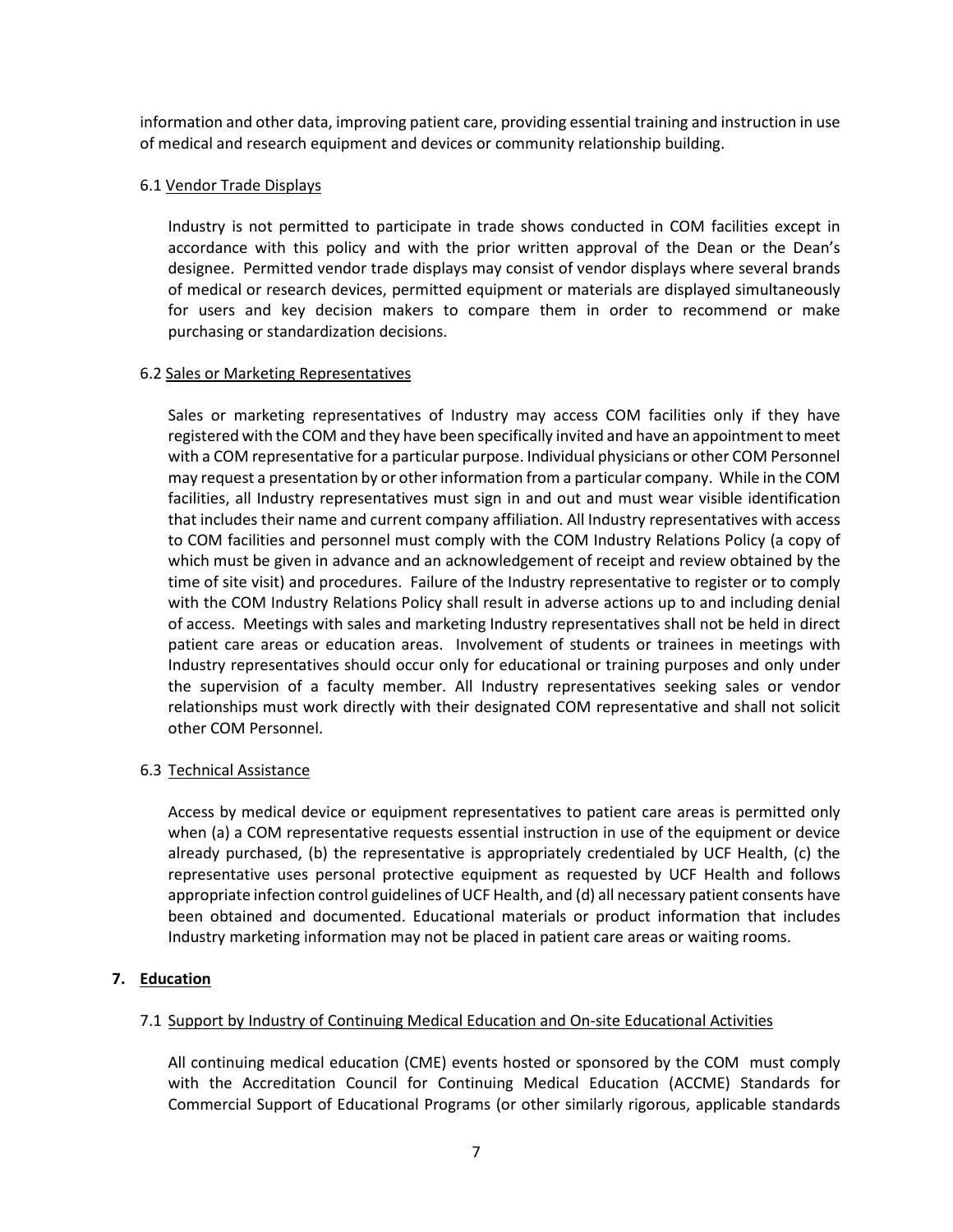information and other data, improving patient care, providing essential training and instruction in use of medical and research equipment and devices or community relationship building.

### 6.1 Vendor Trade Displays

Industry is not permitted to participate in trade shows conducted in COM facilities except in accordance with this policy and with the prior written approval of the Dean or the Dean's designee. Permitted vendor trade displays may consist of vendor displays where several brands of medical or research devices, permitted equipment or materials are displayed simultaneously for users and key decision makers to compare them in order to recommend or make purchasing or standardization decisions.

### 6.2 Sales or Marketing Representatives

Sales or marketing representatives of Industry may access COM facilities only if they have registered with the COM and they have been specifically invited and have an appointment to meet with a COM representative for a particular purpose. Individual physicians or other COM Personnel may request a presentation by or other information from a particular company. While in the COM facilities, all Industry representatives must sign in and out and must wear visible identification that includes their name and current company affiliation. All Industry representatives with access to COM facilities and personnel must comply with the COM Industry Relations Policy (a copy of which must be given in advance and an acknowledgement of receipt and review obtained by the time of site visit) and procedures. Failure of the Industry representative to register or to comply with the COM Industry Relations Policy shall result in adverse actions up to and including denial of access. Meetings with sales and marketing Industry representatives shall not be held in direct patient care areas or education areas. Involvement of students or trainees in meetings with Industry representatives should occur only for educational or training purposes and only under the supervision of a faculty member. All Industry representatives seeking sales or vendor relationships must work directly with their designated COM representative and shall not solicit other COM Personnel.

### 6.3 Technical Assistance

Access by medical device or equipment representatives to patient care areas is permitted only when (a) a COM representative requests essential instruction in use of the equipment or device already purchased, (b) the representative is appropriately credentialed by UCF Health, (c) the representative uses personal protective equipment as requested by UCF Health and follows appropriate infection control guidelines of UCF Health, and (d) all necessary patient consents have been obtained and documented. Educational materials or product information that includes Industry marketing information may not be placed in patient care areas or waiting rooms.

## 7. Education

### 7.1 Support by Industry of Continuing Medical Education and On-site Educational Activities

All continuing medical education (CME) events hosted or sponsored by the COM must comply with the Accreditation Council for Continuing Medical Education (ACCME) Standards for Commercial Support of Educational Programs (or other similarly rigorous, applicable standards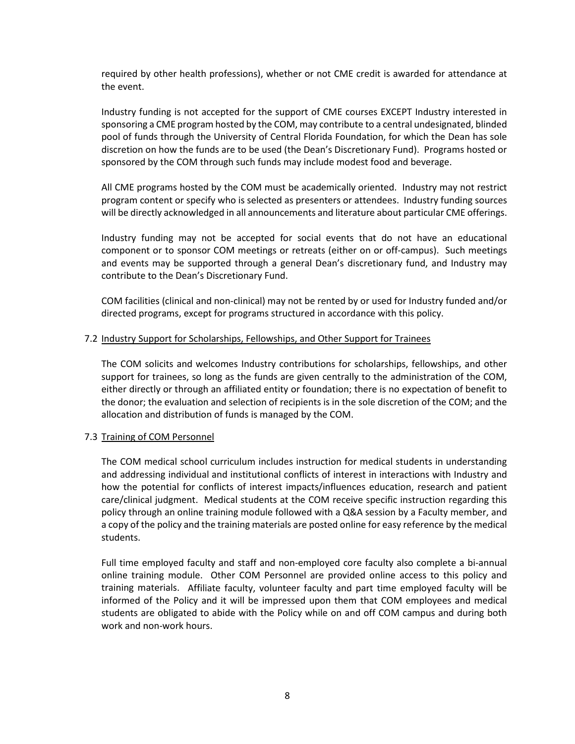required by other health professions), whether or not CME credit is awarded for attendance at the event.

Industry funding is not accepted for the support of CME courses EXCEPT Industry interested in sponsoring a CME program hosted by the COM, may contribute to a central undesignated, blinded pool of funds through the University of Central Florida Foundation, for which the Dean has sole discretion on how the funds are to be used (the Dean's Discretionary Fund). Programs hosted or sponsored by the COM through such funds may include modest food and beverage.

All CME programs hosted by the COM must be academically oriented. Industry may not restrict program content or specify who is selected as presenters or attendees. Industry funding sources will be directly acknowledged in all announcements and literature about particular CME offerings.

Industry funding may not be accepted for social events that do not have an educational component or to sponsor COM meetings or retreats (either on or off-campus). Such meetings and events may be supported through a general Dean's discretionary fund, and Industry may contribute to the Dean's Discretionary Fund.

COM facilities (clinical and non-clinical) may not be rented by or used for Industry funded and/or directed programs, except for programs structured in accordance with this policy.

### 7.2 Industry Support for Scholarships, Fellowships, and Other Support for Trainees

The COM solicits and welcomes Industry contributions for scholarships, fellowships, and other support for trainees, so long as the funds are given centrally to the administration of the COM, either directly or through an affiliated entity or foundation; there is no expectation of benefit to the donor; the evaluation and selection of recipients is in the sole discretion of the COM; and the allocation and distribution of funds is managed by the COM.

### 7.3 Training of COM Personnel

The COM medical school curriculum includes instruction for medical students in understanding and addressing individual and institutional conflicts of interest in interactions with Industry and how the potential for conflicts of interest impacts/influences education, research and patient care/clinical judgment. Medical students at the COM receive specific instruction regarding this policy through an online training module followed with a Q&A session by a Faculty member, and a copy of the policy and the training materials are posted online for easy reference by the medical students.

Full time employed faculty and staff and non-employed core faculty also complete a bi-annual online training module. Other COM Personnel are provided online access to this policy and training materials. Affiliate faculty, volunteer faculty and part time employed faculty will be informed of the Policy and it will be impressed upon them that COM employees and medical students are obligated to abide with the Policy while on and off COM campus and during both work and non-work hours.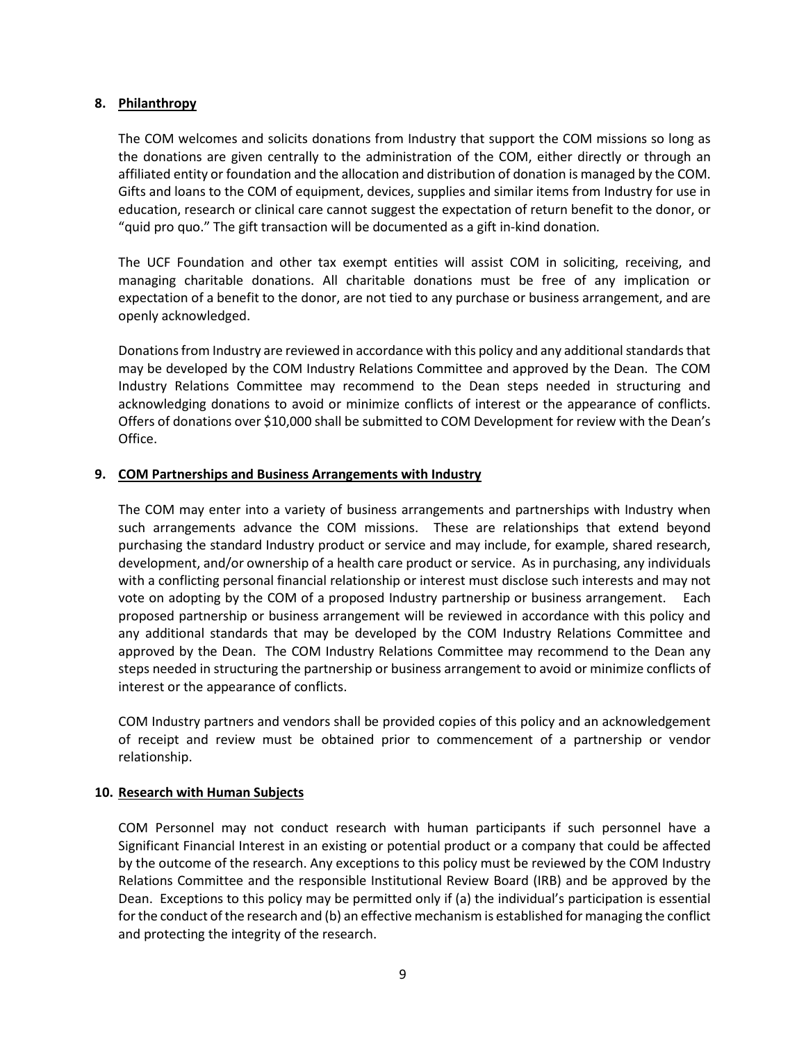## 8. Philanthropy

The COM welcomes and solicits donations from Industry that support the COM missions so long as the donations are given centrally to the administration of the COM, either directly or through an affiliated entity or foundation and the allocation and distribution of donation is managed by the COM. Gifts and loans to the COM of equipment, devices, supplies and similar items from Industry for use in education, research or clinical care cannot suggest the expectation of return benefit to the donor, or "quid pro quo." The gift transaction will be documented as a gift in-kind donation*.*

The UCF Foundation and other tax exempt entities will assist COM in soliciting, receiving, and managing charitable donations. All charitable donations must be free of any implication or expectation of a benefit to the donor, are not tied to any purchase or business arrangement, and are openly acknowledged.

Donations from Industry are reviewed in accordance with this policy and any additional standards that may be developed by the COM Industry Relations Committee and approved by the Dean. The COM Industry Relations Committee may recommend to the Dean steps needed in structuring and acknowledging donations to avoid or minimize conflicts of interest or the appearance of conflicts. Offers of donations over $10,000 shall be submitted to COM Development for review with the Dean's Office.

## 9. COM Partnerships and Business Arrangements with Industry

The COM may enter into a variety of business arrangements and partnerships with Industry when such arrangements advance the COM missions. These are relationships that extend beyond purchasing the standard Industry product or service and may include, for example, shared research, development, and/or ownership of a health care product or service. As in purchasing, any individuals with a conflicting personal financial relationship or interest must disclose such interests and may not vote on adopting by the COM of a proposed Industry partnership or business arrangement. Each proposed partnership or business arrangement will be reviewed in accordance with this policy and any additional standards that may be developed by the COM Industry Relations Committee and approved by the Dean. The COM Industry Relations Committee may recommend to the Dean any steps needed in structuring the partnership or business arrangement to avoid or minimize conflicts of interest or the appearance of conflicts.

COM Industry partners and vendors shall be provided copies of this policy and an acknowledgement of receipt and review must be obtained prior to commencement of a partnership or vendor relationship.

## 10. Research with Human Subjects

COM Personnel may not conduct research with human participants if such personnel have a Significant Financial Interest in an existing or potential product or a company that could be affected by the outcome of the research. Any exceptions to this policy must be reviewed by the COM Industry Relations Committee and the responsible Institutional Review Board (IRB) and be approved by the Dean. Exceptions to this policy may be permitted only if (a) the individual's participation is essential for the conduct of the research and (b) an effective mechanism is established for managing the conflict and protecting the integrity of the research.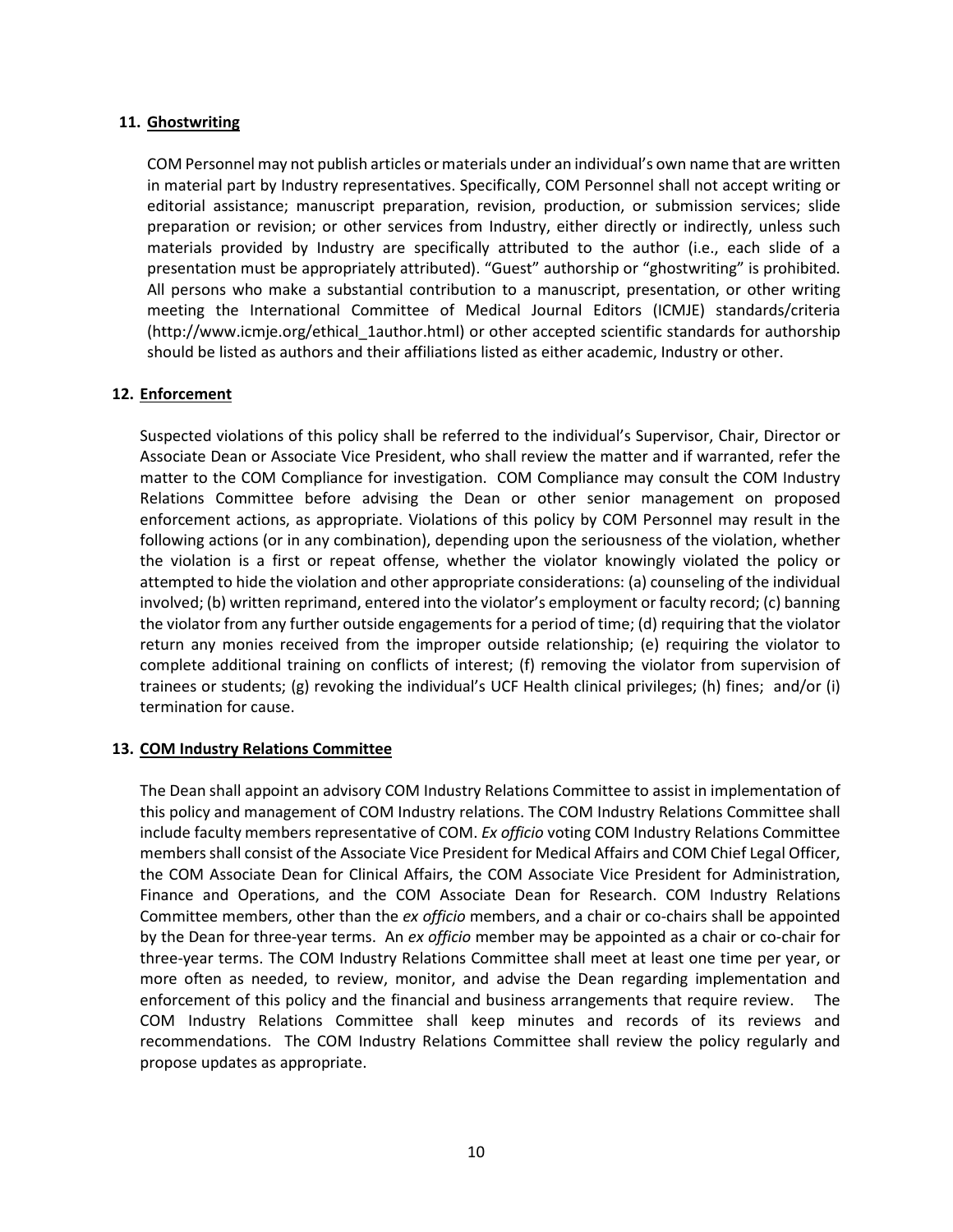## 11. Ghostwriting

COM Personnel may not publish articles or materials under an individual's own name that are written in material part by Industry representatives. Specifically, COM Personnel shall not accept writing or editorial assistance; manuscript preparation, revision, production, or submission services; slide preparation or revision; or other services from Industry, either directly or indirectly, unless such materials provided by Industry are specifically attributed to the author (i.e., each slide of a presentation must be appropriately attributed). "Guest" authorship or "ghostwriting" is prohibited. All persons who make a substantial contribution to a manuscript, presentation, or other writing meeting the International Committee of Medical Journal Editors (ICMJE) standards/criteria (http://www.icmje.org/ethical_1author.html) or other accepted scientific standards for authorship should be listed as authors and their affiliations listed as either academic, Industry or other.

## 12. Enforcement

Suspected violations of this policy shall be referred to the individual's Supervisor, Chair, Director or Associate Dean or Associate Vice President, who shall review the matter and if warranted, refer the matter to the COM Compliance for investigation. COM Compliance may consult the COM Industry Relations Committee before advising the Dean or other senior management on proposed enforcement actions, as appropriate. Violations of this policy by COM Personnel may result in the following actions (or in any combination), depending upon the seriousness of the violation, whether the violation is a first or repeat offense, whether the violator knowingly violated the policy or attempted to hide the violation and other appropriate considerations: (a) counseling of the individual involved; (b) written reprimand, entered into the violator's employment or faculty record; (c) banning the violator from any further outside engagements for a period of time; (d) requiring that the violator return any monies received from the improper outside relationship; (e) requiring the violator to complete additional training on conflicts of interest; (f) removing the violator from supervision of trainees or students; (g) revoking the individual's UCF Health clinical privileges; (h) fines; and/or (i) termination for cause.

## 13. COM Industry Relations Committee

The Dean shall appoint an advisory COM Industry Relations Committee to assist in implementation of this policy and management of COM Industry relations. The COM Industry Relations Committee shall include faculty members representative of COM. *Ex officio* voting COM Industry Relations Committee members shall consist of the Associate Vice President for Medical Affairs and COM Chief Legal Officer, the COM Associate Dean for Clinical Affairs, the COM Associate Vice President for Administration, Finance and Operations, and the COM Associate Dean for Research. COM Industry Relations Committee members, other than the *ex officio* members, and a chair or co-chairs shall be appointed by the Dean for three-year terms. An *ex officio* member may be appointed as a chair or co-chair for three-year terms. The COM Industry Relations Committee shall meet at least one time per year, or more often as needed, to review, monitor, and advise the Dean regarding implementation and enforcement of this policy and the financial and business arrangements that require review. The COM Industry Relations Committee shall keep minutes and records of its reviews and recommendations. The COM Industry Relations Committee shall review the policy regularly and propose updates as appropriate.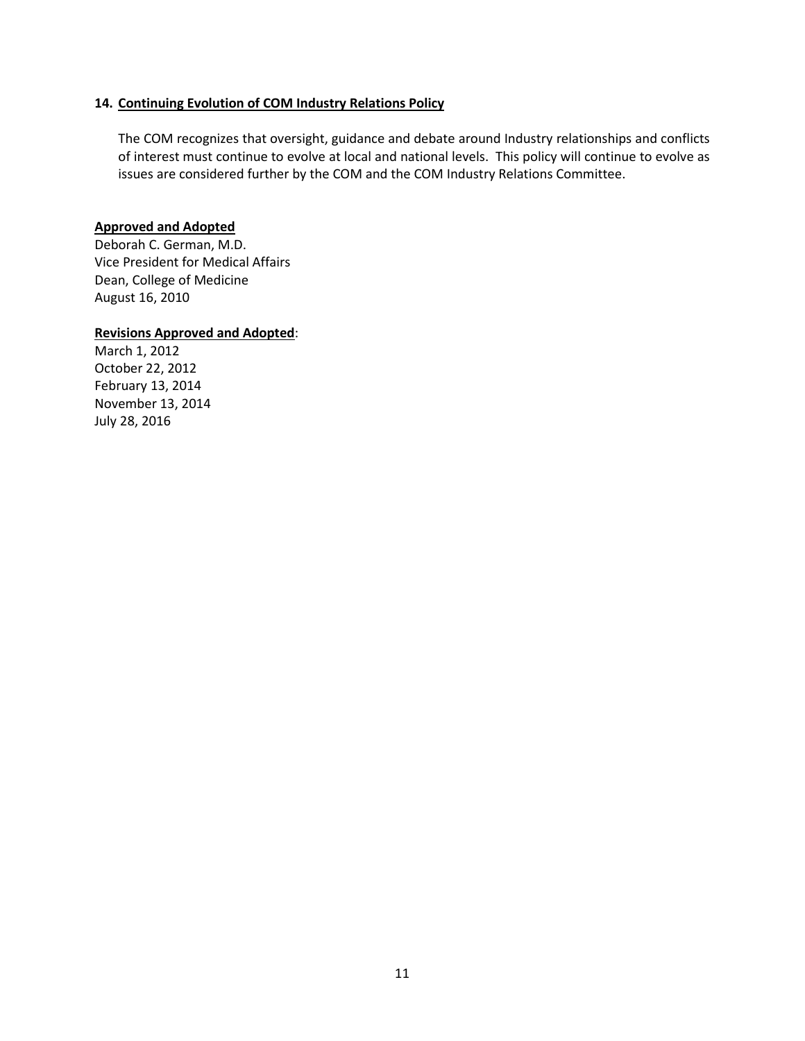**14. <u>Continuing Evolution of COM Industry Relations Policy</u>**

The COM recognizes that oversight, guidance and debate around Industry relationships and conflicts of interest must continue to evolve at local and national levels. This policy will continue to evolve as issues are considered further by the COM and the COM Industry Relations Committee.

**<u>Approved and Adopted</u>**

Deborah C. German, M.D.
Vice President for Medical Affairs
Dean, College of Medicine
August 16, 2010

**<u>Revisions Approved and Adopted</u>**:

March 1, 2012
October 22, 2012
February 13, 2014
November 13, 2014
July 28, 2016